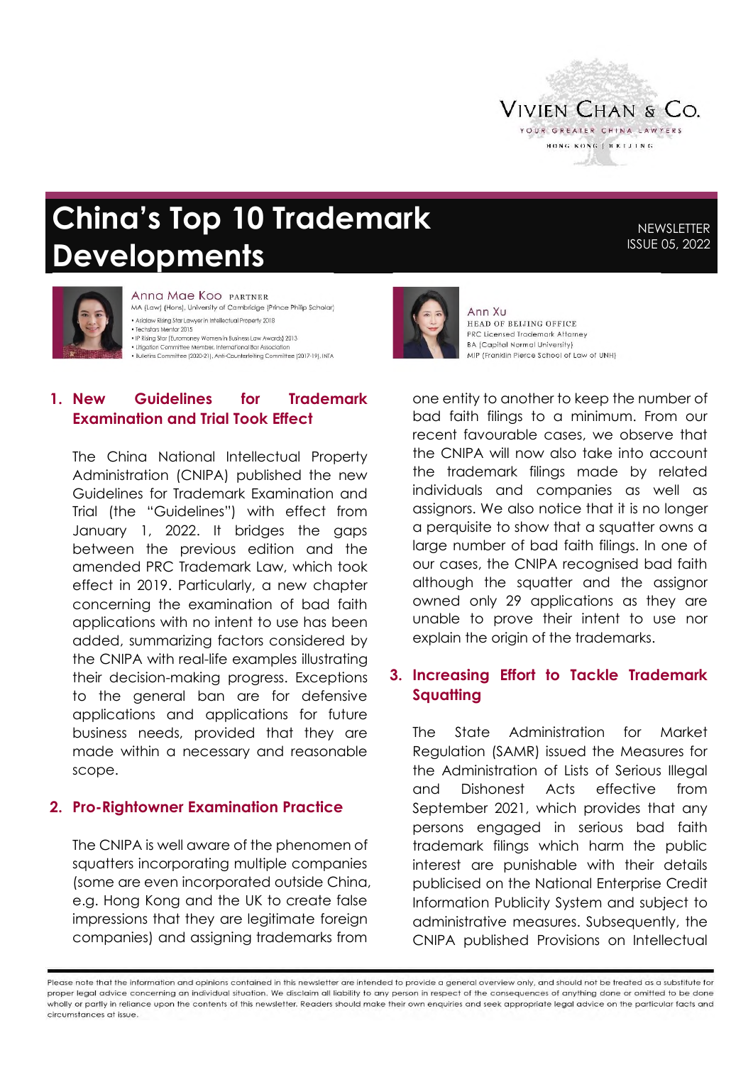VIVIEN CHAN & CO.

YOUR GREATER CHINA LAWYERS

HONG KONG | BEIJING

# China's Top 10 Trademark Developments

NEWSLETTER
ISSUE 05, 2022

**Anna Mae Koo** PARTNER
MA (Law) (Hons), University of Cambridge (Prince Philip Scholar)
- Asialaw Rising Star Lawyer in Intellectual Property 2018
- Techstars Mentor 2015
- IP Rising Star (Euromoney Women in Business Law Awards) 2013
- Litigation Committee Member, International Bar Association
- Bulletins Committee (2020-21), Anti-Counterfeiting Committee (2017-19), INTA

**Ann Xu**
HEAD OF BEIJING OFFICE
PRC Licensed Trademark Attorney
BA (Capital Normal University)
MIP (Franklin Pierce School of Law of UNH)

## 1. New Guidelines for Trademark Examination and Trial Took Effect

The China National Intellectual Property Administration (CNIPA) published the new Guidelines for Trademark Examination and Trial (the "Guidelines") with effect from January 1, 2022. It bridges the gaps between the previous edition and the amended PRC Trademark Law, which took effect in 2019. Particularly, a new chapter concerning the examination of bad faith applications with no intent to use has been added, summarizing factors considered by the CNIPA with real-life examples illustrating their decision-making progress. Exceptions to the general ban are for defensive applications and applications for future business needs, provided that they are made within a necessary and reasonable scope.

## 2. Pro-Rightowner Examination Practice

The CNIPA is well aware of the phenomen of squatters incorporating multiple companies (some are even incorporated outside China, e.g. Hong Kong and the UK to create false impressions that they are legitimate foreign companies) and assigning trademarks from one entity to another to keep the number of bad faith filings to a minimum. From our recent favourable cases, we observe that the CNIPA will now also take into account the trademark filings made by related individuals and companies as well as assignors. We also notice that it is no longer a perquisite to show that a squatter owns a large number of bad faith filings. In one of our cases, the CNIPA recognised bad faith although the squatter and the assignor owned only 29 applications as they are unable to prove their intent to use nor explain the origin of the trademarks.

## 3. Increasing Effort to Tackle Trademark Squatting

The State Administration for Market Regulation (SAMR) issued the Measures for the Administration of Lists of Serious Illegal and Dishonest Acts effective from September 2021, which provides that any persons engaged in serious bad faith trademark filings which harm the public interest are punishable with their details publicised on the National Enterprise Credit Information Publicity System and subject to administrative measures. Subsequently, the CNIPA published Provisions on Intellectual

Please note that the information and opinions contained in this newsletter are intended to provide a general overview only, and should not be treated as a substitute for proper legal advice concerning an individual situation. We disclaim all liability to any person in respect of the consequences of anything done or omitted to be done wholly or partly in reliance upon the contents of this newsletter. Readers should make their own enquiries and seek appropriate legal advice on the particular facts and circumstances at issue.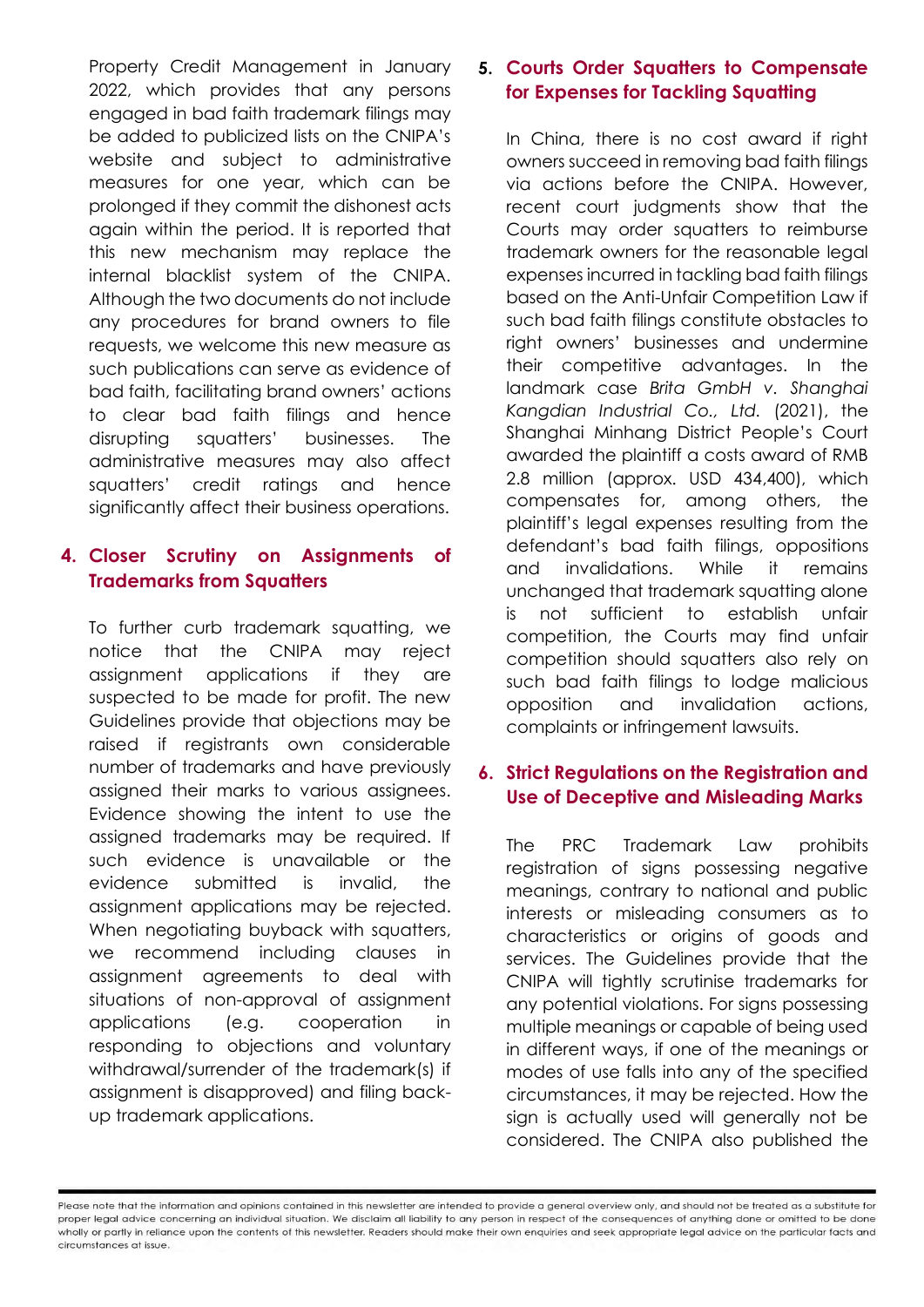Property Credit Management in January 2022, which provides that any persons engaged in bad faith trademark filings may be added to publicized lists on the CNIPA's website and subject to administrative measures for one year, which can be prolonged if they commit the dishonest acts again within the period. It is reported that this new mechanism may replace the internal blacklist system of the CNIPA. Although the two documents do not include any procedures for brand owners to file requests, we welcome this new measure as such publications can serve as evidence of bad faith, facilitating brand owners' actions to clear bad faith filings and hence disrupting squatters' businesses. The administrative measures may also affect squatters' credit ratings and hence significantly affect their business operations.

## 4. Closer Scrutiny on Assignments of Trademarks from Squatters

To further curb trademark squatting, we notice that the CNIPA may reject assignment applications if they are suspected to be made for profit. The new Guidelines provide that objections may be raised if registrants own considerable number of trademarks and have previously assigned their marks to various assignees. Evidence showing the intent to use the assigned trademarks may be required. If such evidence is unavailable or the evidence submitted is invalid, the assignment applications may be rejected. When negotiating buyback with squatters, we recommend including clauses in assignment agreements to deal with situations of non-approval of assignment applications (e.g. cooperation in responding to objections and voluntary withdrawal/surrender of the trademark(s) if assignment is disapproved) and filing back-up trademark applications.

## 5. Courts Order Squatters to Compensate for Expenses for Tackling Squatting

In China, there is no cost award if right owners succeed in removing bad faith filings via actions before the CNIPA. However, recent court judgments show that the Courts may order squatters to reimburse trademark owners for the reasonable legal expenses incurred in tackling bad faith filings based on the Anti-Unfair Competition Law if such bad faith filings constitute obstacles to right owners' businesses and undermine their competitive advantages. In the landmark case *Brita GmbH v. Shanghai Kangdian Industrial Co., Ltd.* (2021), the Shanghai Minhang District People's Court awarded the plaintiff a costs award of RMB 2.8 million (approx. USD 434,400), which compensates for, among others, the plaintiff's legal expenses resulting from the defendant's bad faith filings, oppositions and invalidations. While it remains unchanged that trademark squatting alone is not sufficient to establish unfair competition, the Courts may find unfair competition should squatters also rely on such bad faith filings to lodge malicious opposition and invalidation actions, complaints or infringement lawsuits.

## 6. Strict Regulations on the Registration and Use of Deceptive and Misleading Marks

The PRC Trademark Law prohibits registration of signs possessing negative meanings, contrary to national and public interests or misleading consumers as to characteristics or origins of goods and services. The Guidelines provide that the CNIPA will tightly scrutinise trademarks for any potential violations. For signs possessing multiple meanings or capable of being used in different ways, if one of the meanings or modes of use falls into any of the specified circumstances, it may be rejected. How the sign is actually used will generally not be considered. The CNIPA also published the

Please note that the information and opinions contained in this newsletter are intended to provide a general overview only, and should not be treated as a substitute for proper legal advice concerning an individual situation. We disclaim all liability to any person in respect of the consequences of anything done or omitted to be done wholly or partly in reliance upon the contents of this newsletter. Readers should make their own enquiries and seek appropriate legal advice on the particular facts and circumstances at issue.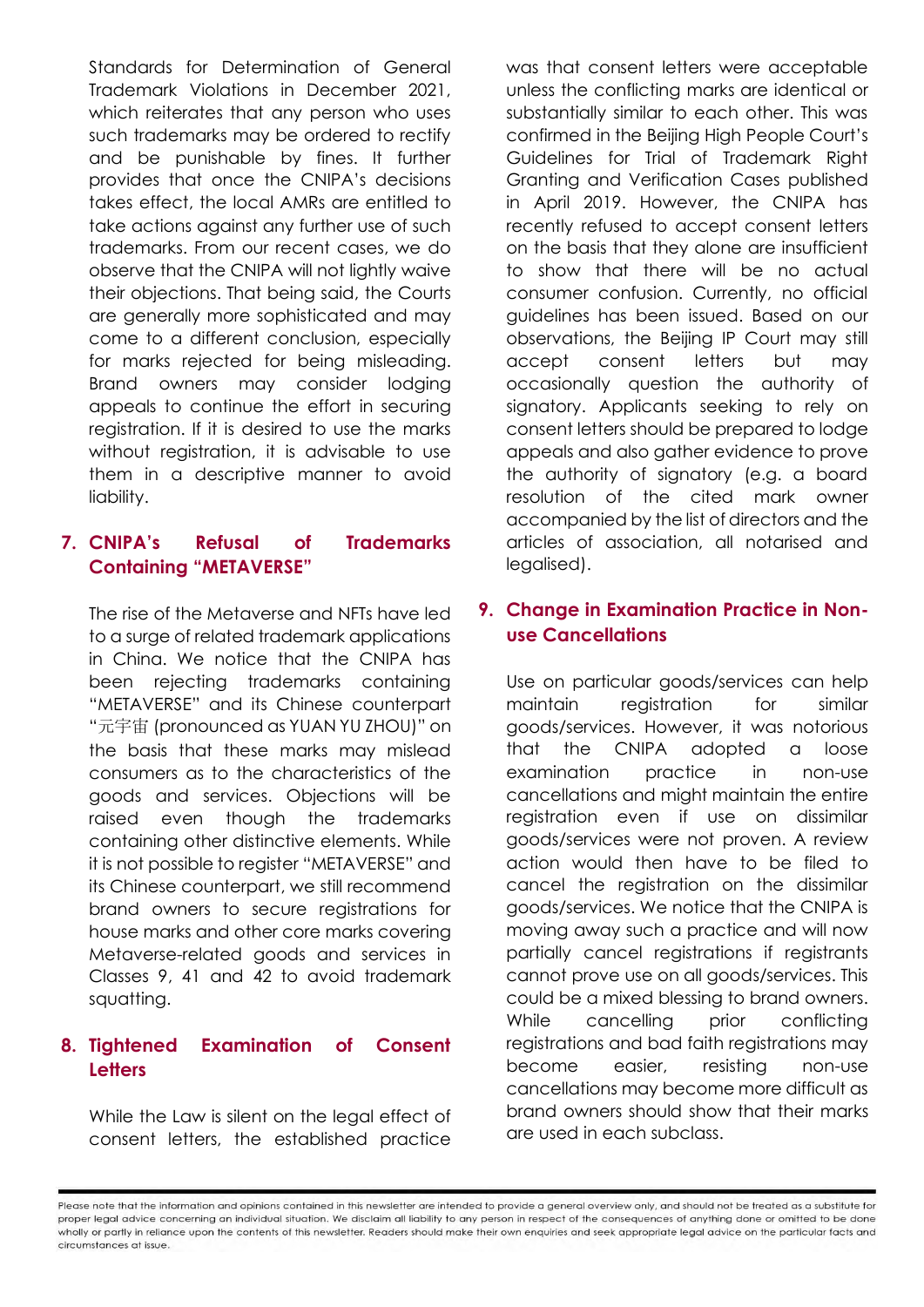Standards for Determination of General Trademark Violations in December 2021, which reiterates that any person who uses such trademarks may be ordered to rectify and be punishable by fines. It further provides that once the CNIPA's decisions takes effect, the local AMRs are entitled to take actions against any further use of such trademarks. From our recent cases, we do observe that the CNIPA will not lightly waive their objections. That being said, the Courts are generally more sophisticated and may come to a different conclusion, especially for marks rejected for being misleading. Brand owners may consider lodging appeals to continue the effort in securing registration. If it is desired to use the marks without registration, it is advisable to use them in a descriptive manner to avoid liability.

## 7. CNIPA's Refusal of Trademarks Containing "METAVERSE"

The rise of the Metaverse and NFTs have led to a surge of related trademark applications in China. We notice that the CNIPA has been rejecting trademarks containing "METAVERSE" and its Chinese counterpart "元宇宙 (pronounced as YUAN YU ZHOU)" on the basis that these marks may mislead consumers as to the characteristics of the goods and services. Objections will be raised even though the trademarks containing other distinctive elements. While it is not possible to register "METAVERSE" and its Chinese counterpart, we still recommend brand owners to secure registrations for house marks and other core marks covering Metaverse-related goods and services in Classes 9, 41 and 42 to avoid trademark squatting.

## 8. Tightened Examination of Consent Letters

While the Law is silent on the legal effect of consent letters, the established practice was that consent letters were acceptable unless the conflicting marks are identical or substantially similar to each other. This was confirmed in the Beijing High People Court's Guidelines for Trial of Trademark Right Granting and Verification Cases published in April 2019. However, the CNIPA has recently refused to accept consent letters on the basis that they alone are insufficient to show that there will be no actual consumer confusion. Currently, no official guidelines has been issued. Based on our observations, the Beijing IP Court may still accept consent letters but may occasionally question the authority of signatory. Applicants seeking to rely on consent letters should be prepared to lodge appeals and also gather evidence to prove the authority of signatory (e.g. a board resolution of the cited mark owner accompanied by the list of directors and the articles of association, all notarised and legalised).

## 9. Change in Examination Practice in Non-use Cancellations

Use on particular goods/services can help maintain registration for similar goods/services. However, it was notorious that the CNIPA adopted a loose examination practice in non-use cancellations and might maintain the entire registration even if use on dissimilar goods/services were not proven. A review action would then have to be filed to cancel the registration on the dissimilar goods/services. We notice that the CNIPA is moving away such a practice and will now partially cancel registrations if registrants cannot prove use on all goods/services. This could be a mixed blessing to brand owners. While cancelling prior conflicting registrations and bad faith registrations may become easier, resisting non-use cancellations may become more difficult as brand owners should show that their marks are used in each subclass.

Please note that the information and opinions contained in this newsletter are intended to provide a general overview only, and should not be treated as a substitute for proper legal advice concerning an individual situation. We disclaim all liability to any person in respect of the consequences of anything done or omitted to be done wholly or partly in reliance upon the contents of this newsletter. Readers should make their own enquiries and seek appropriate legal advice on the particular facts and circumstances at issue.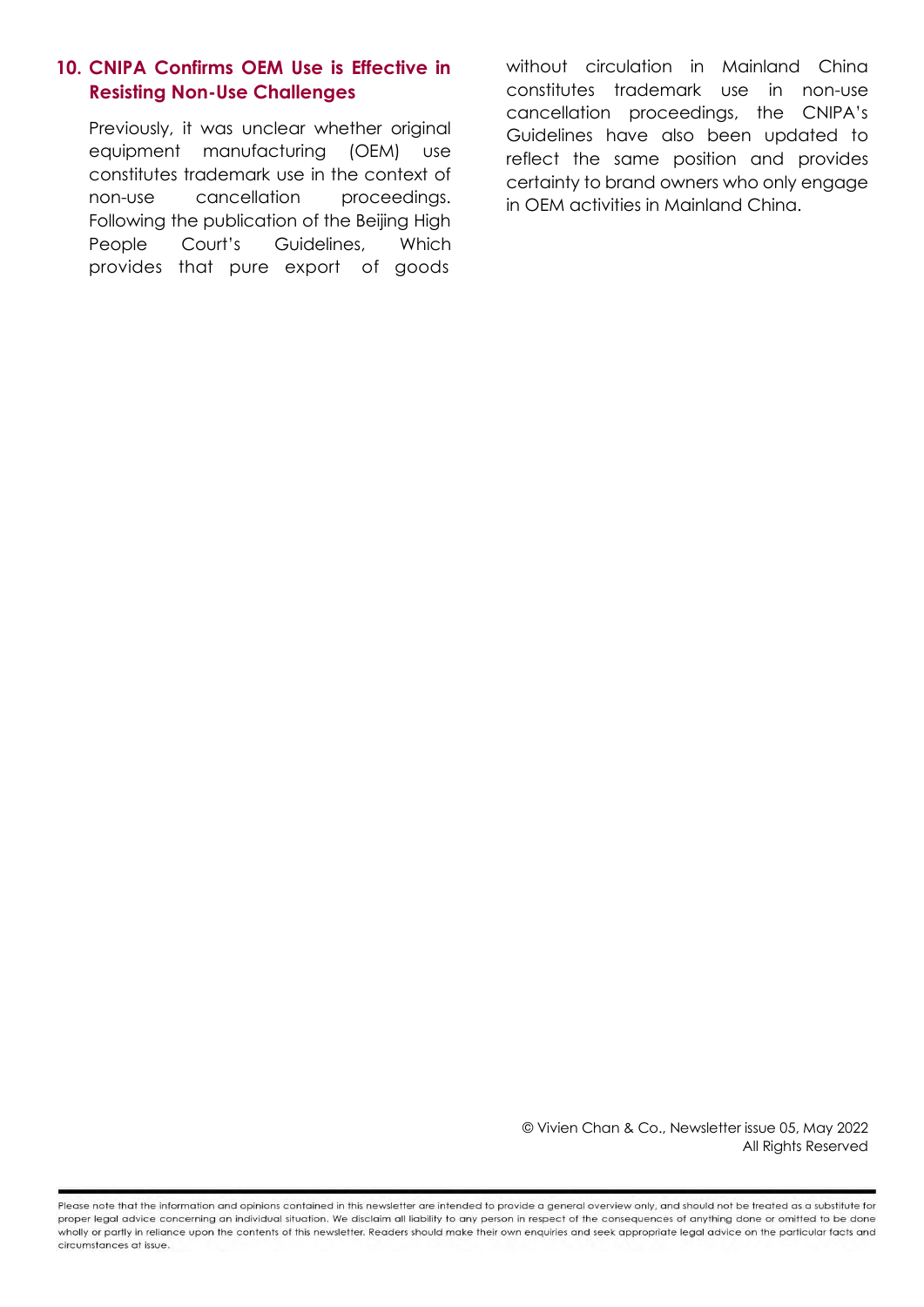## 10. CNIPA Confirms OEM Use is Effective in Resisting Non-Use Challenges

Previously, it was unclear whether original equipment manufacturing (OEM) use constitutes trademark use in the context of non-use cancellation proceedings. Following the publication of the Beijing High People Court's Guidelines, Which provides that pure export of goods without circulation in Mainland China constitutes trademark use in non-use cancellation proceedings, the CNIPA's Guidelines have also been updated to reflect the same position and provides certainty to brand owners who only engage in OEM activities in Mainland China.

© Vivien Chan & Co., Newsletter issue 05, May 2022
All Rights Reserved

Please note that the information and opinions contained in this newsletter are intended to provide a general overview only, and should not be treated as a substitute for proper legal advice concerning an individual situation. We disclaim all liability to any person in respect of the consequences of anything done or omitted to be done wholly or partly in reliance upon the contents of this newsletter. Readers should make their own enquiries and seek appropriate legal advice on the particular facts and circumstances at issue.